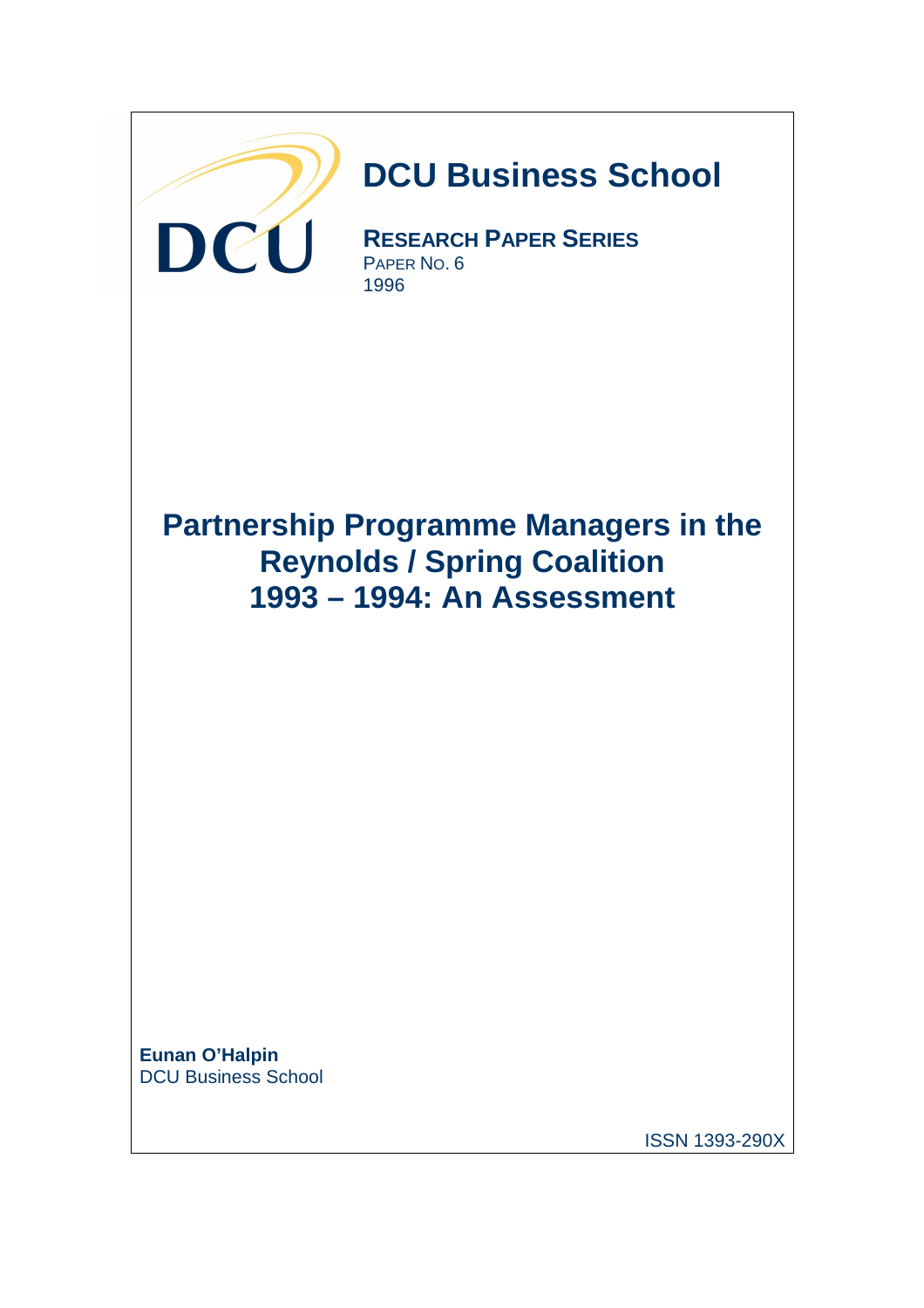DCU

# DCU Business School

**RESEARCH PAPER SERIES**
PAPER NO. 6
1996

# Partnership Programme Managers in the Reynolds / Spring Coalition 1993 – 1994: An Assessment

**Eunan O'Halpin**
DCU Business School

ISSN 1393-290X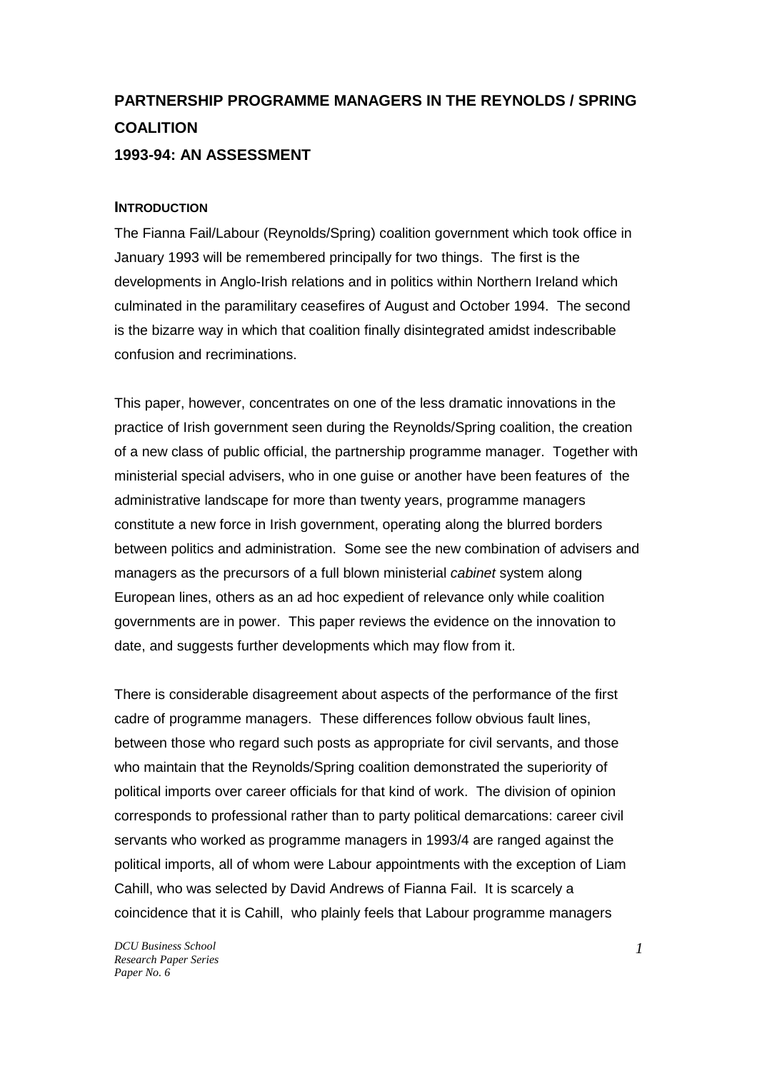# PARTNERSHIP PROGRAMME MANAGERS IN THE REYNOLDS / SPRING COALITION

## 1993-94: AN ASSESSMENT

### INTRODUCTION

The Fianna Fail/Labour (Reynolds/Spring) coalition government which took office in January 1993 will be remembered principally for two things. The first is the developments in Anglo-Irish relations and in politics within Northern Ireland which culminated in the paramilitary ceasefires of August and October 1994. The second is the bizarre way in which that coalition finally disintegrated amidst indescribable confusion and recriminations.

This paper, however, concentrates on one of the less dramatic innovations in the practice of Irish government seen during the Reynolds/Spring coalition, the creation of a new class of public official, the partnership programme manager. Together with ministerial special advisers, who in one guise or another have been features of the administrative landscape for more than twenty years, programme managers constitute a new force in Irish government, operating along the blurred borders between politics and administration. Some see the new combination of advisers and managers as the precursors of a full blown ministerial *cabinet* system along European lines, others as an ad hoc expedient of relevance only while coalition governments are in power. This paper reviews the evidence on the innovation to date, and suggests further developments which may flow from it.

There is considerable disagreement about aspects of the performance of the first cadre of programme managers. These differences follow obvious fault lines, between those who regard such posts as appropriate for civil servants, and those who maintain that the Reynolds/Spring coalition demonstrated the superiority of political imports over career officials for that kind of work. The division of opinion corresponds to professional rather than to party political demarcations: career civil servants who worked as programme managers in 1993/4 are ranged against the political imports, all of whom were Labour appointments with the exception of Liam Cahill, who was selected by David Andrews of Fianna Fail. It is scarcely a coincidence that it is Cahill, who plainly feels that Labour programme managers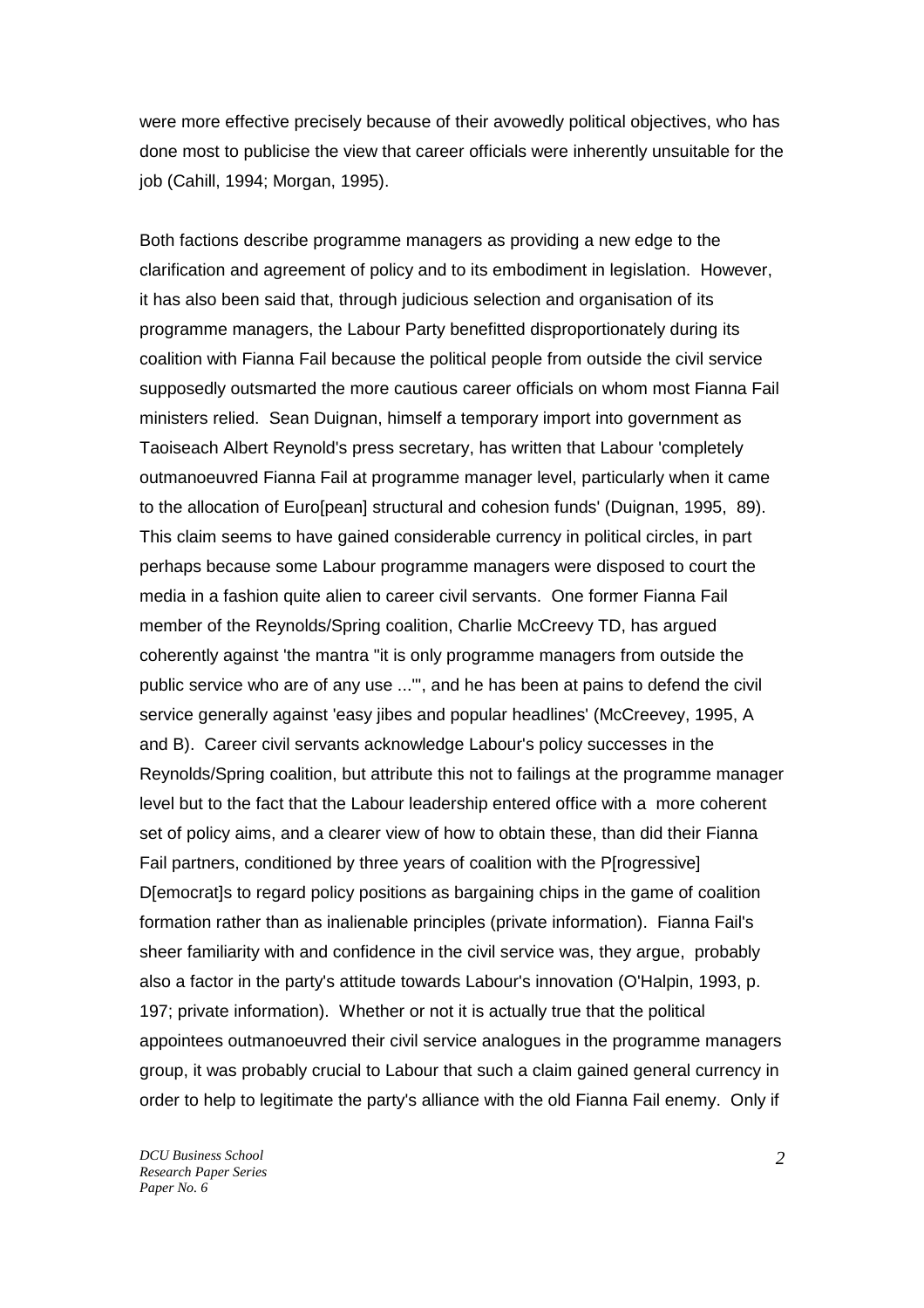were more effective precisely because of their avowedly political objectives, who has done most to publicise the view that career officials were inherently unsuitable for the job (Cahill, 1994; Morgan, 1995).

Both factions describe programme managers as providing a new edge to the clarification and agreement of policy and to its embodiment in legislation. However, it has also been said that, through judicious selection and organisation of its programme managers, the Labour Party benefitted disproportionately during its coalition with Fianna Fail because the political people from outside the civil service supposedly outsmarted the more cautious career officials on whom most Fianna Fail ministers relied. Sean Duignan, himself a temporary import into government as Taoiseach Albert Reynold's press secretary, has written that Labour 'completely outmanoeuvred Fianna Fail at programme manager level, particularly when it came to the allocation of Euro[pean] structural and cohesion funds' (Duignan, 1995, 89). This claim seems to have gained considerable currency in political circles, in part perhaps because some Labour programme managers were disposed to court the media in a fashion quite alien to career civil servants. One former Fianna Fail member of the Reynolds/Spring coalition, Charlie McCreevy TD, has argued coherently against 'the mantra "it is only programme managers from outside the public service who are of any use ..."', and he has been at pains to defend the civil service generally against 'easy jibes and popular headlines' (McCreevey, 1995, A and B). Career civil servants acknowledge Labour's policy successes in the Reynolds/Spring coalition, but attribute this not to failings at the programme manager level but to the fact that the Labour leadership entered office with a more coherent set of policy aims, and a clearer view of how to obtain these, than did their Fianna Fail partners, conditioned by three years of coalition with the P[rogressive] D[emocrat]s to regard policy positions as bargaining chips in the game of coalition formation rather than as inalienable principles (private information). Fianna Fail's sheer familiarity with and confidence in the civil service was, they argue, probably also a factor in the party's attitude towards Labour's innovation (O'Halpin, 1993, p. 197; private information). Whether or not it is actually true that the political appointees outmanoeuvred their civil service analogues in the programme managers group, it was probably crucial to Labour that such a claim gained general currency in order to help to legitimate the party's alliance with the old Fianna Fail enemy. Only if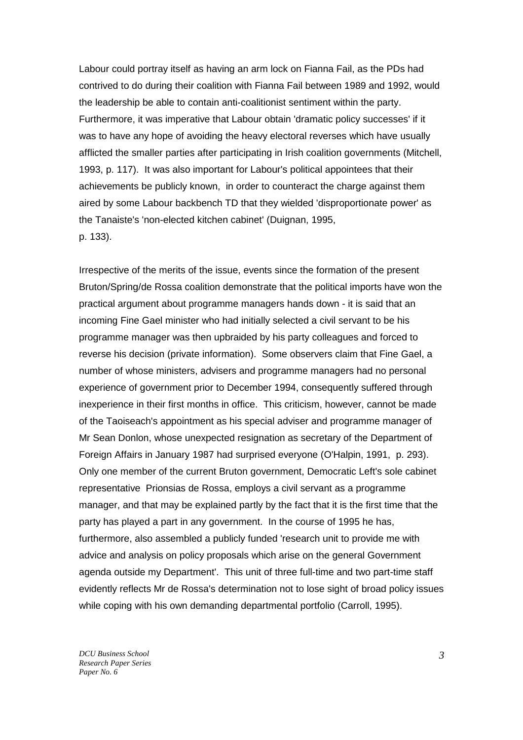Labour could portray itself as having an arm lock on Fianna Fail, as the PDs had contrived to do during their coalition with Fianna Fail between 1989 and 1992, would the leadership be able to contain anti-coalitionist sentiment within the party. Furthermore, it was imperative that Labour obtain 'dramatic policy successes' if it was to have any hope of avoiding the heavy electoral reverses which have usually afflicted the smaller parties after participating in Irish coalition governments (Mitchell, 1993, p. 117). It was also important for Labour's political appointees that their achievements be publicly known, in order to counteract the charge against them aired by some Labour backbench TD that they wielded 'disproportionate power' as the Tanaiste's 'non-elected kitchen cabinet' (Duignan, 1995, p. 133).

Irrespective of the merits of the issue, events since the formation of the present Bruton/Spring/de Rossa coalition demonstrate that the political imports have won the practical argument about programme managers hands down - it is said that an incoming Fine Gael minister who had initially selected a civil servant to be his programme manager was then upbraided by his party colleagues and forced to reverse his decision (private information). Some observers claim that Fine Gael, a number of whose ministers, advisers and programme managers had no personal experience of government prior to December 1994, consequently suffered through inexperience in their first months in office. This criticism, however, cannot be made of the Taoiseach's appointment as his special adviser and programme manager of Mr Sean Donlon, whose unexpected resignation as secretary of the Department of Foreign Affairs in January 1987 had surprised everyone (O'Halpin, 1991, p. 293). Only one member of the current Bruton government, Democratic Left's sole cabinet representative Prionsias de Rossa, employs a civil servant as a programme manager, and that may be explained partly by the fact that it is the first time that the party has played a part in any government. In the course of 1995 he has, furthermore, also assembled a publicly funded 'research unit to provide me with advice and analysis on policy proposals which arise on the general Government agenda outside my Department'. This unit of three full-time and two part-time staff evidently reflects Mr de Rossa's determination not to lose sight of broad policy issues while coping with his own demanding departmental portfolio (Carroll, 1995).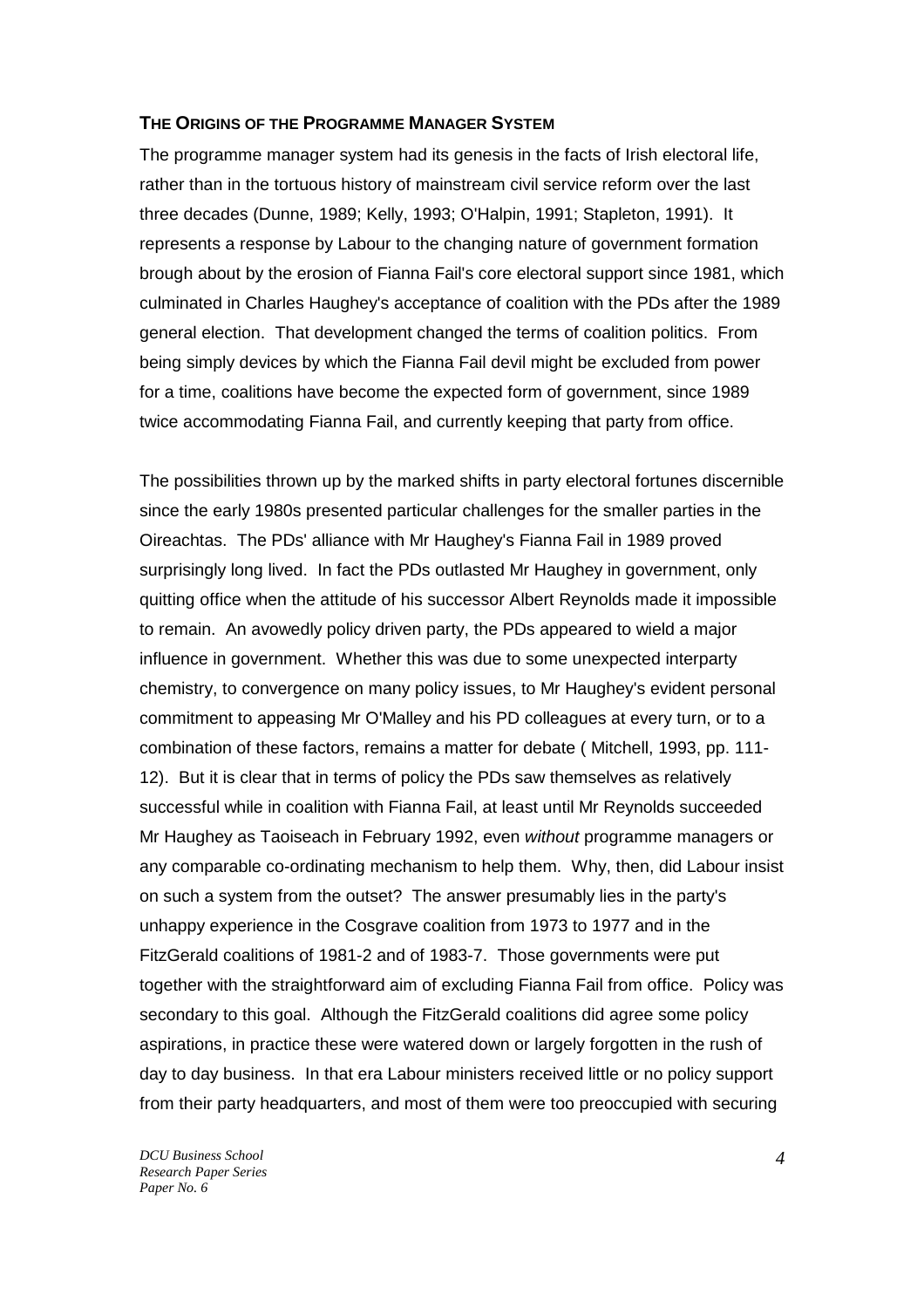## The Origins of the Programme Manager System

The programme manager system had its genesis in the facts of Irish electoral life, rather than in the tortuous history of mainstream civil service reform over the last three decades (Dunne, 1989; Kelly, 1993; O'Halpin, 1991; Stapleton, 1991). It represents a response by Labour to the changing nature of government formation brough about by the erosion of Fianna Fail's core electoral support since 1981, which culminated in Charles Haughey's acceptance of coalition with the PDs after the 1989 general election. That development changed the terms of coalition politics. From being simply devices by which the Fianna Fail devil might be excluded from power for a time, coalitions have become the expected form of government, since 1989 twice accommodating Fianna Fail, and currently keeping that party from office.

The possibilities thrown up by the marked shifts in party electoral fortunes discernible since the early 1980s presented particular challenges for the smaller parties in the Oireachtas. The PDs' alliance with Mr Haughey's Fianna Fail in 1989 proved surprisingly long lived. In fact the PDs outlasted Mr Haughey in government, only quitting office when the attitude of his successor Albert Reynolds made it impossible to remain. An avowedly policy driven party, the PDs appeared to wield a major influence in government. Whether this was due to some unexpected interparty chemistry, to convergence on many policy issues, to Mr Haughey's evident personal commitment to appeasing Mr O'Malley and his PD colleagues at every turn, or to a combination of these factors, remains a matter for debate ( Mitchell, 1993, pp. 111-12). But it is clear that in terms of policy the PDs saw themselves as relatively successful while in coalition with Fianna Fail, at least until Mr Reynolds succeeded Mr Haughey as Taoiseach in February 1992, even *without* programme managers or any comparable co-ordinating mechanism to help them. Why, then, did Labour insist on such a system from the outset? The answer presumably lies in the party's unhappy experience in the Cosgrave coalition from 1973 to 1977 and in the FitzGerald coalitions of 1981-2 and of 1983-7. Those governments were put together with the straightforward aim of excluding Fianna Fail from office. Policy was secondary to this goal. Although the FitzGerald coalitions did agree some policy aspirations, in practice these were watered down or largely forgotten in the rush of day to day business. In that era Labour ministers received little or no policy support from their party headquarters, and most of them were too preoccupied with securing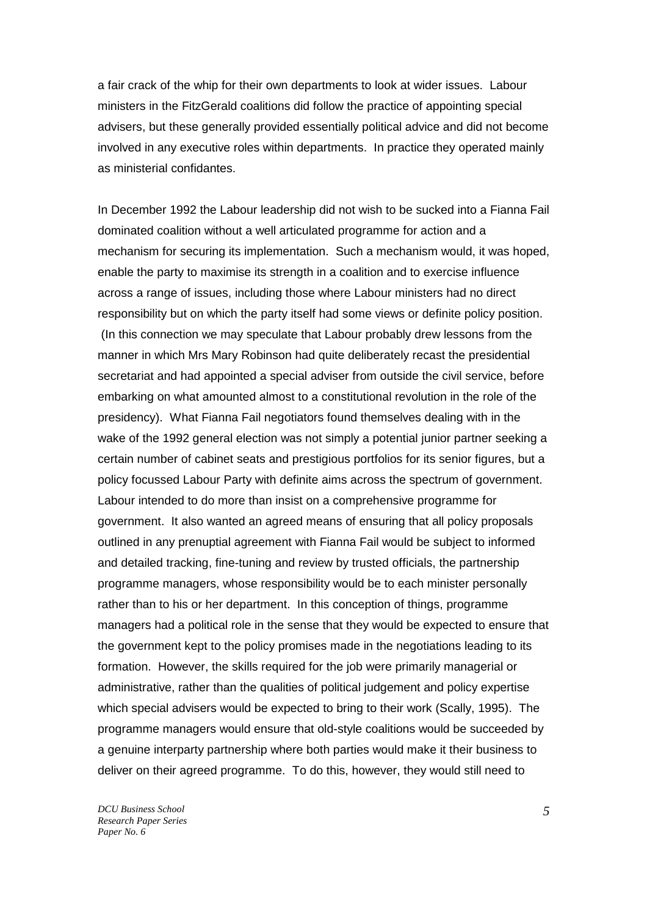a fair crack of the whip for their own departments to look at wider issues. Labour ministers in the FitzGerald coalitions did follow the practice of appointing special advisers, but these generally provided essentially political advice and did not become involved in any executive roles within departments. In practice they operated mainly as ministerial confidantes.

In December 1992 the Labour leadership did not wish to be sucked into a Fianna Fail dominated coalition without a well articulated programme for action and a mechanism for securing its implementation. Such a mechanism would, it was hoped, enable the party to maximise its strength in a coalition and to exercise influence across a range of issues, including those where Labour ministers had no direct responsibility but on which the party itself had some views or definite policy position. (In this connection we may speculate that Labour probably drew lessons from the manner in which Mrs Mary Robinson had quite deliberately recast the presidential secretariat and had appointed a special adviser from outside the civil service, before embarking on what amounted almost to a constitutional revolution in the role of the presidency). What Fianna Fail negotiators found themselves dealing with in the wake of the 1992 general election was not simply a potential junior partner seeking a certain number of cabinet seats and prestigious portfolios for its senior figures, but a policy focussed Labour Party with definite aims across the spectrum of government. Labour intended to do more than insist on a comprehensive programme for government. It also wanted an agreed means of ensuring that all policy proposals outlined in any prenuptial agreement with Fianna Fail would be subject to informed and detailed tracking, fine-tuning and review by trusted officials, the partnership programme managers, whose responsibility would be to each minister personally rather than to his or her department. In this conception of things, programme managers had a political role in the sense that they would be expected to ensure that the government kept to the policy promises made in the negotiations leading to its formation. However, the skills required for the job were primarily managerial or administrative, rather than the qualities of political judgement and policy expertise which special advisers would be expected to bring to their work (Scally, 1995). The programme managers would ensure that old-style coalitions would be succeeded by a genuine interparty partnership where both parties would make it their business to deliver on their agreed programme. To do this, however, they would still need to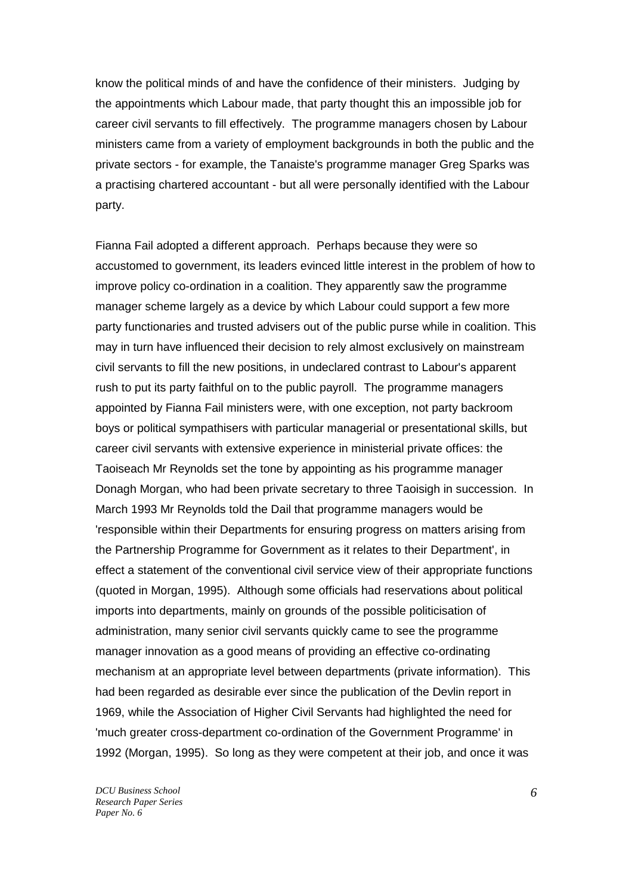know the political minds of and have the confidence of their ministers. Judging by the appointments which Labour made, that party thought this an impossible job for career civil servants to fill effectively. The programme managers chosen by Labour ministers came from a variety of employment backgrounds in both the public and the private sectors - for example, the Tanaiste's programme manager Greg Sparks was a practising chartered accountant - but all were personally identified with the Labour party.

Fianna Fail adopted a different approach. Perhaps because they were so accustomed to government, its leaders evinced little interest in the problem of how to improve policy co-ordination in a coalition. They apparently saw the programme manager scheme largely as a device by which Labour could support a few more party functionaries and trusted advisers out of the public purse while in coalition. This may in turn have influenced their decision to rely almost exclusively on mainstream civil servants to fill the new positions, in undeclared contrast to Labour's apparent rush to put its party faithful on to the public payroll. The programme managers appointed by Fianna Fail ministers were, with one exception, not party backroom boys or political sympathisers with particular managerial or presentational skills, but career civil servants with extensive experience in ministerial private offices: the Taoiseach Mr Reynolds set the tone by appointing as his programme manager Donagh Morgan, who had been private secretary to three Taoisigh in succession. In March 1993 Mr Reynolds told the Dail that programme managers would be 'responsible within their Departments for ensuring progress on matters arising from the Partnership Programme for Government as it relates to their Department', in effect a statement of the conventional civil service view of their appropriate functions (quoted in Morgan, 1995). Although some officials had reservations about political imports into departments, mainly on grounds of the possible politicisation of administration, many senior civil servants quickly came to see the programme manager innovation as a good means of providing an effective co-ordinating mechanism at an appropriate level between departments (private information). This had been regarded as desirable ever since the publication of the Devlin report in 1969, while the Association of Higher Civil Servants had highlighted the need for 'much greater cross-department co-ordination of the Government Programme' in 1992 (Morgan, 1995). So long as they were competent at their job, and once it was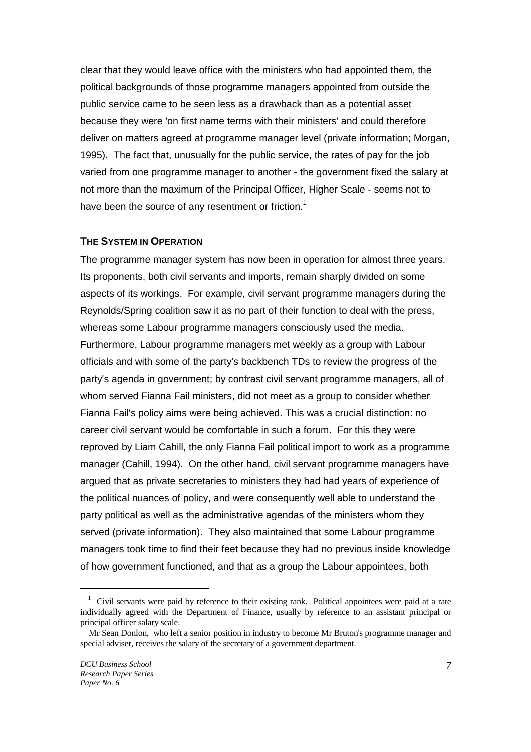clear that they would leave office with the ministers who had appointed them, the political backgrounds of those programme managers appointed from outside the public service came to be seen less as a drawback than as a potential asset because they were 'on first name terms with their ministers' and could therefore deliver on matters agreed at programme manager level (private information; Morgan, 1995). The fact that, unusually for the public service, the rates of pay for the job varied from one programme manager to another - the government fixed the salary at not more than the maximum of the Principal Officer, Higher Scale - seems not to have been the source of any resentment or friction.[1]

### THE SYSTEM IN OPERATION

The programme manager system has now been in operation for almost three years. Its proponents, both civil servants and imports, remain sharply divided on some aspects of its workings. For example, civil servant programme managers during the Reynolds/Spring coalition saw it as no part of their function to deal with the press, whereas some Labour programme managers consciously used the media. Furthermore, Labour programme managers met weekly as a group with Labour officials and with some of the party's backbench TDs to review the progress of the party's agenda in government; by contrast civil servant programme managers, all of whom served Fianna Fail ministers, did not meet as a group to consider whether Fianna Fail's policy aims were being achieved. This was a crucial distinction: no career civil servant would be comfortable in such a forum. For this they were reproved by Liam Cahill, the only Fianna Fail political import to work as a programme manager (Cahill, 1994). On the other hand, civil servant programme managers have argued that as private secretaries to ministers they had had years of experience of the political nuances of policy, and were consequently well able to understand the party political as well as the administrative agendas of the ministers whom they served (private information). They also maintained that some Labour programme managers took time to find their feet because they had no previous inside knowledge of how government functioned, and that as a group the Labour appointees, both

---

[1] Civil servants were paid by reference to their existing rank. Political appointees were paid at a rate individually agreed with the Department of Finance, usually by reference to an assistant principal or principal officer salary scale.

Mr Sean Donlon, who left a senior position in industry to become Mr Bruton's programme manager and special adviser, receives the salary of the secretary of a government department.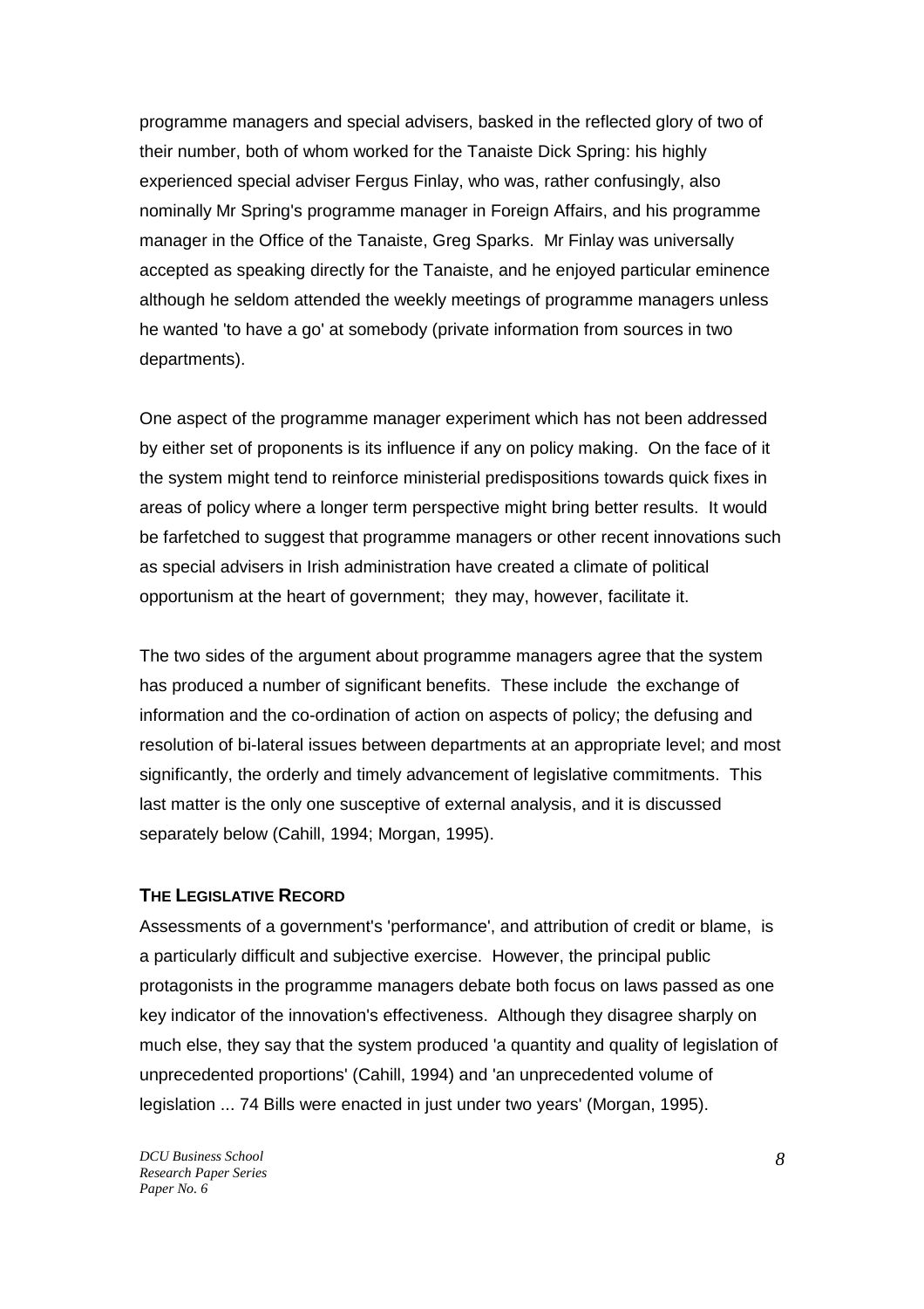programme managers and special advisers, basked in the reflected glory of two of their number, both of whom worked for the Tanaiste Dick Spring: his highly experienced special adviser Fergus Finlay, who was, rather confusingly, also nominally Mr Spring's programme manager in Foreign Affairs, and his programme manager in the Office of the Tanaiste, Greg Sparks. Mr Finlay was universally accepted as speaking directly for the Tanaiste, and he enjoyed particular eminence although he seldom attended the weekly meetings of programme managers unless he wanted 'to have a go' at somebody (private information from sources in two departments).

One aspect of the programme manager experiment which has not been addressed by either set of proponents is its influence if any on policy making. On the face of it the system might tend to reinforce ministerial predispositions towards quick fixes in areas of policy where a longer term perspective might bring better results. It would be farfetched to suggest that programme managers or other recent innovations such as special advisers in Irish administration have created a climate of political opportunism at the heart of government; they may, however, facilitate it.

The two sides of the argument about programme managers agree that the system has produced a number of significant benefits. These include the exchange of information and the co-ordination of action on aspects of policy; the defusing and resolution of bi-lateral issues between departments at an appropriate level; and most significantly, the orderly and timely advancement of legislative commitments. This last matter is the only one susceptive of external analysis, and it is discussed separately below (Cahill, 1994; Morgan, 1995).

### THE LEGISLATIVE RECORD

Assessments of a government's 'performance', and attribution of credit or blame, is a particularly difficult and subjective exercise. However, the principal public protagonists in the programme managers debate both focus on laws passed as one key indicator of the innovation's effectiveness. Although they disagree sharply on much else, they say that the system produced 'a quantity and quality of legislation of unprecedented proportions' (Cahill, 1994) and 'an unprecedented volume of legislation ... 74 Bills were enacted in just under two years' (Morgan, 1995).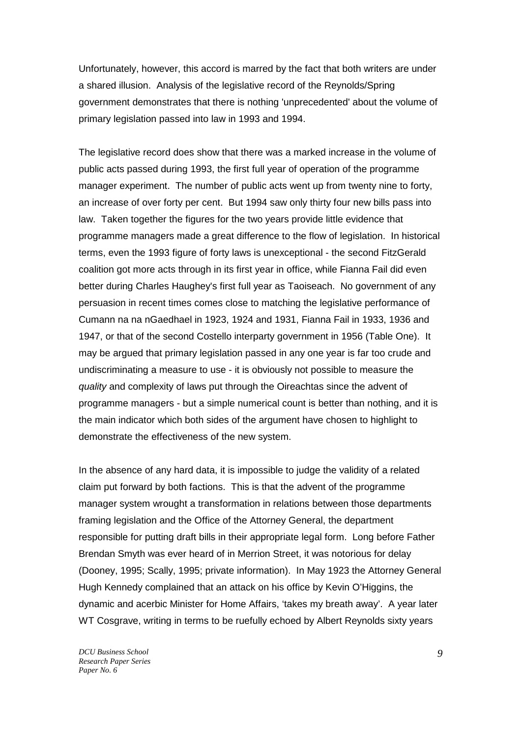Unfortunately, however, this accord is marred by the fact that both writers are under a shared illusion. Analysis of the legislative record of the Reynolds/Spring government demonstrates that there is nothing 'unprecedented' about the volume of primary legislation passed into law in 1993 and 1994.

The legislative record does show that there was a marked increase in the volume of public acts passed during 1993, the first full year of operation of the programme manager experiment. The number of public acts went up from twenty nine to forty, an increase of over forty per cent. But 1994 saw only thirty four new bills pass into law. Taken together the figures for the two years provide little evidence that programme managers made a great difference to the flow of legislation. In historical terms, even the 1993 figure of forty laws is unexceptional - the second FitzGerald coalition got more acts through in its first year in office, while Fianna Fail did even better during Charles Haughey's first full year as Taoiseach. No government of any persuasion in recent times comes close to matching the legislative performance of Cumann na na nGaedhael in 1923, 1924 and 1931, Fianna Fail in 1933, 1936 and 1947, or that of the second Costello interparty government in 1956 (Table One). It may be argued that primary legislation passed in any one year is far too crude and undiscriminating a measure to use - it is obviously not possible to measure the *quality* and complexity of laws put through the Oireachtas since the advent of programme managers - but a simple numerical count is better than nothing, and it is the main indicator which both sides of the argument have chosen to highlight to demonstrate the effectiveness of the new system.

In the absence of any hard data, it is impossible to judge the validity of a related claim put forward by both factions. This is that the advent of the programme manager system wrought a transformation in relations between those departments framing legislation and the Office of the Attorney General, the department responsible for putting draft bills in their appropriate legal form. Long before Father Brendan Smyth was ever heard of in Merrion Street, it was notorious for delay (Dooney, 1995; Scally, 1995; private information). In May 1923 the Attorney General Hugh Kennedy complained that an attack on his office by Kevin O'Higgins, the dynamic and acerbic Minister for Home Affairs, 'takes my breath away'. A year later WT Cosgrave, writing in terms to be ruefully echoed by Albert Reynolds sixty years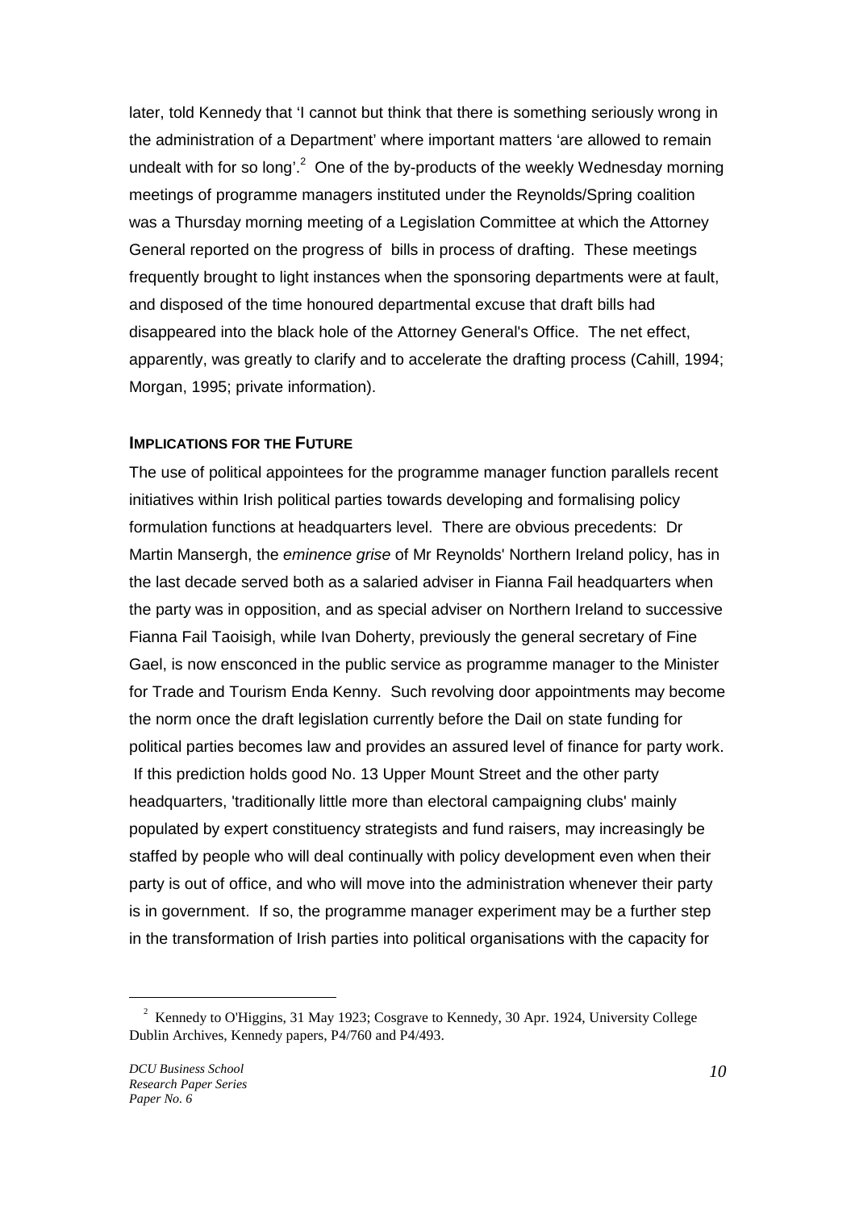later, told Kennedy that 'I cannot but think that there is something seriously wrong in the administration of a Department' where important matters 'are allowed to remain undealt with for so long'.[2] One of the by-products of the weekly Wednesday morning meetings of programme managers instituted under the Reynolds/Spring coalition was a Thursday morning meeting of a Legislation Committee at which the Attorney General reported on the progress of bills in process of drafting. These meetings frequently brought to light instances when the sponsoring departments were at fault, and disposed of the time honoured departmental excuse that draft bills had disappeared into the black hole of the Attorney General's Office. The net effect, apparently, was greatly to clarify and to accelerate the drafting process (Cahill, 1994; Morgan, 1995; private information).

### IMPLICATIONS FOR THE FUTURE

The use of political appointees for the programme manager function parallels recent initiatives within Irish political parties towards developing and formalising policy formulation functions at headquarters level. There are obvious precedents: Dr Martin Mansergh, the *eminence grise* of Mr Reynolds' Northern Ireland policy, has in the last decade served both as a salaried adviser in Fianna Fail headquarters when the party was in opposition, and as special adviser on Northern Ireland to successive Fianna Fail Taoisigh, while Ivan Doherty, previously the general secretary of Fine Gael, is now ensconced in the public service as programme manager to the Minister for Trade and Tourism Enda Kenny. Such revolving door appointments may become the norm once the draft legislation currently before the Dail on state funding for political parties becomes law and provides an assured level of finance for party work. If this prediction holds good No. 13 Upper Mount Street and the other party headquarters, 'traditionally little more than electoral campaigning clubs' mainly populated by expert constituency strategists and fund raisers, may increasingly be staffed by people who will deal continually with policy development even when their party is out of office, and who will move into the administration whenever their party is in government. If so, the programme manager experiment may be a further step in the transformation of Irish parties into political organisations with the capacity for

---

[2] Kennedy to O'Higgins, 31 May 1923; Cosgrave to Kennedy, 30 Apr. 1924, University College Dublin Archives, Kennedy papers, P4/760 and P4/493.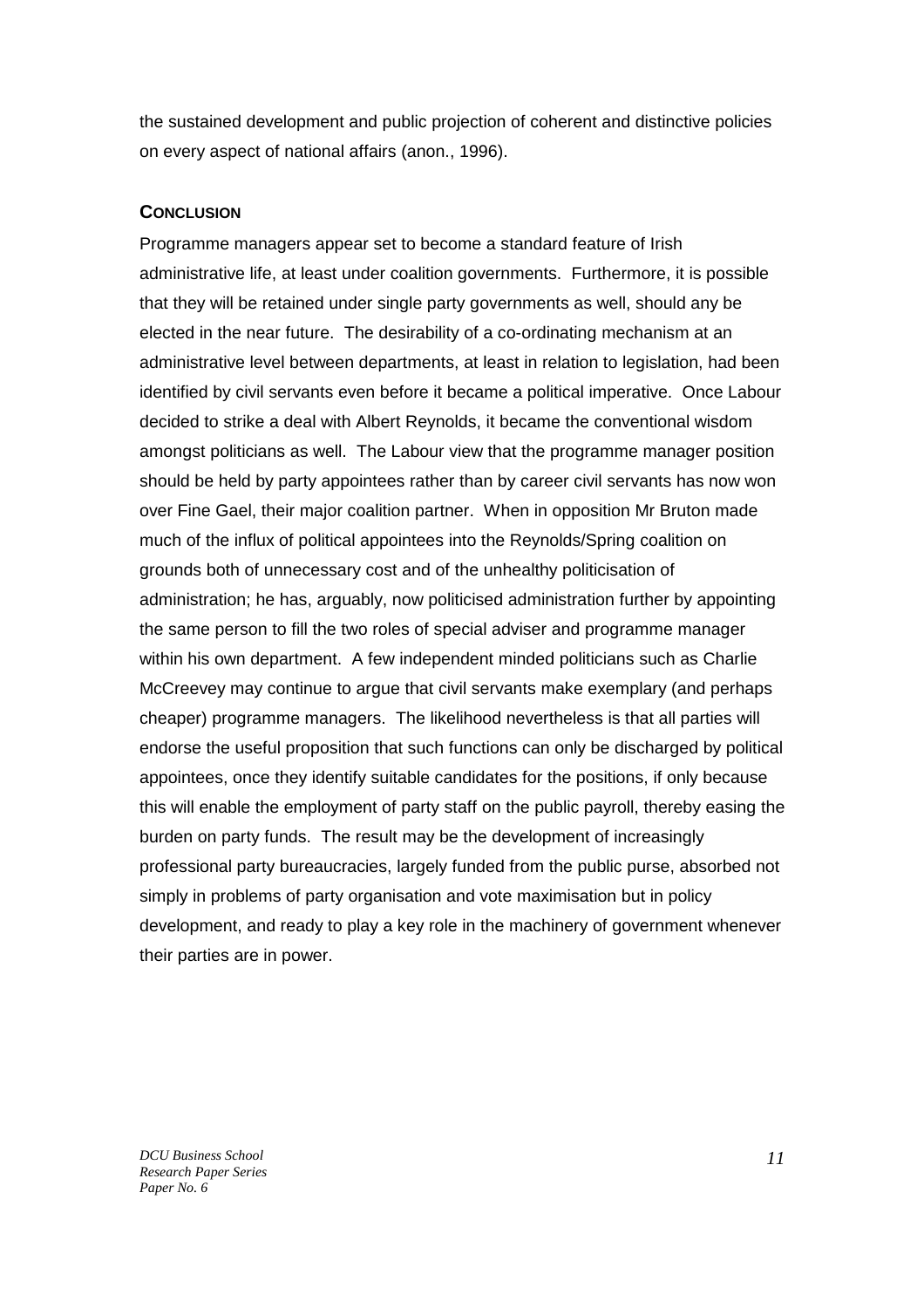the sustained development and public projection of coherent and distinctive policies on every aspect of national affairs (anon., 1996).

## CONCLUSION

Programme managers appear set to become a standard feature of Irish administrative life, at least under coalition governments. Furthermore, it is possible that they will be retained under single party governments as well, should any be elected in the near future. The desirability of a co-ordinating mechanism at an administrative level between departments, at least in relation to legislation, had been identified by civil servants even before it became a political imperative. Once Labour decided to strike a deal with Albert Reynolds, it became the conventional wisdom amongst politicians as well. The Labour view that the programme manager position should be held by party appointees rather than by career civil servants has now won over Fine Gael, their major coalition partner. When in opposition Mr Bruton made much of the influx of political appointees into the Reynolds/Spring coalition on grounds both of unnecessary cost and of the unhealthy politicisation of administration; he has, arguably, now politicised administration further by appointing the same person to fill the two roles of special adviser and programme manager within his own department. A few independent minded politicians such as Charlie McCreevey may continue to argue that civil servants make exemplary (and perhaps cheaper) programme managers. The likelihood nevertheless is that all parties will endorse the useful proposition that such functions can only be discharged by political appointees, once they identify suitable candidates for the positions, if only because this will enable the employment of party staff on the public payroll, thereby easing the burden on party funds. The result may be the development of increasingly professional party bureaucracies, largely funded from the public purse, absorbed not simply in problems of party organisation and vote maximisation but in policy development, and ready to play a key role in the machinery of government whenever their parties are in power.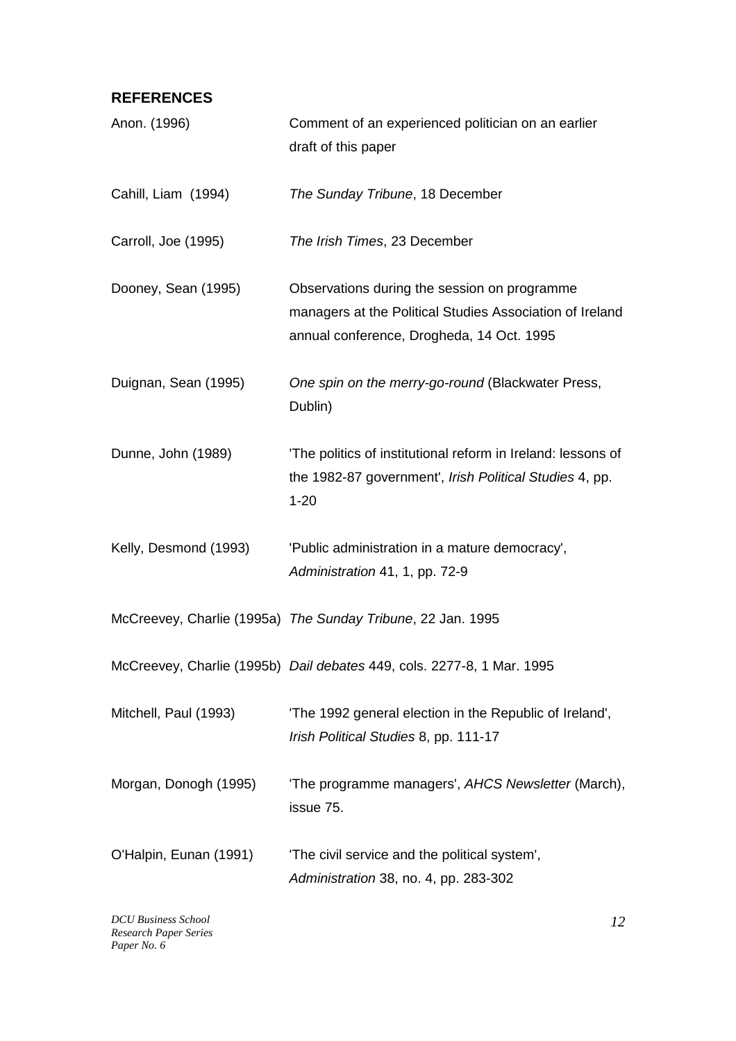## REFERENCES

Anon. (1996) Comment of an experienced politician on an earlier draft of this paper

Cahill, Liam (1994) *The Sunday Tribune*, 18 December

Carroll, Joe (1995) *The Irish Times*, 23 December

Dooney, Sean (1995) Observations during the session on programme managers at the Political Studies Association of Ireland annual conference, Drogheda, 14 Oct. 1995

Duignan, Sean (1995) *One spin on the merry-go-round* (Blackwater Press, Dublin)

Dunne, John (1989) 'The politics of institutional reform in Ireland: lessons of the 1982-87 government', *Irish Political Studies* 4, pp. 1-20

Kelly, Desmond (1993) 'Public administration in a mature democracy', *Administration* 41, 1, pp. 72-9

McCreevey, Charlie (1995a) *The Sunday Tribune*, 22 Jan. 1995

McCreevey, Charlie (1995b) *Dail debates* 449, cols. 2277-8, 1 Mar. 1995

Mitchell, Paul (1993) 'The 1992 general election in the Republic of Ireland', *Irish Political Studies* 8, pp. 111-17

Morgan, Donogh (1995) 'The programme managers', *AHCS Newsletter* (March), issue 75.

O'Halpin, Eunan (1991) 'The civil service and the political system', *Administration* 38, no. 4, pp. 283-302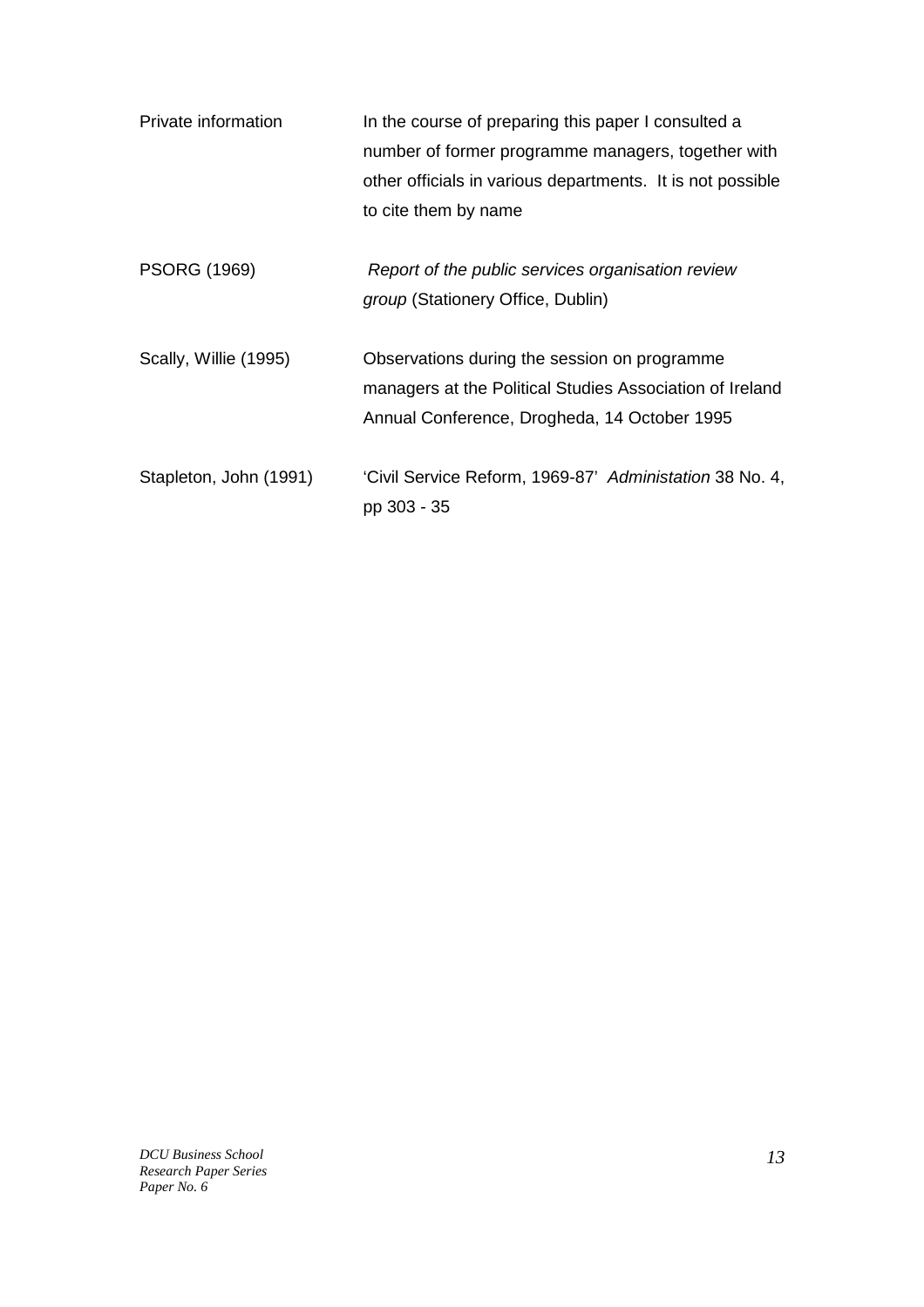| | |
|---|---|
| Private information | In the course of preparing this paper I consulted a number of former programme managers, together with other officials in various departments. It is not possible to cite them by name |
| PSORG (1969) | *Report of the public services organisation review group* (Stationery Office, Dublin) |
| Scally, Willie (1995) | Observations during the session on programme managers at the Political Studies Association of Ireland Annual Conference, Drogheda, 14 October 1995 |
| Stapleton, John (1991) | 'Civil Service Reform, 1969-87' *Administation* 38 No. 4, pp 303 - 35 |